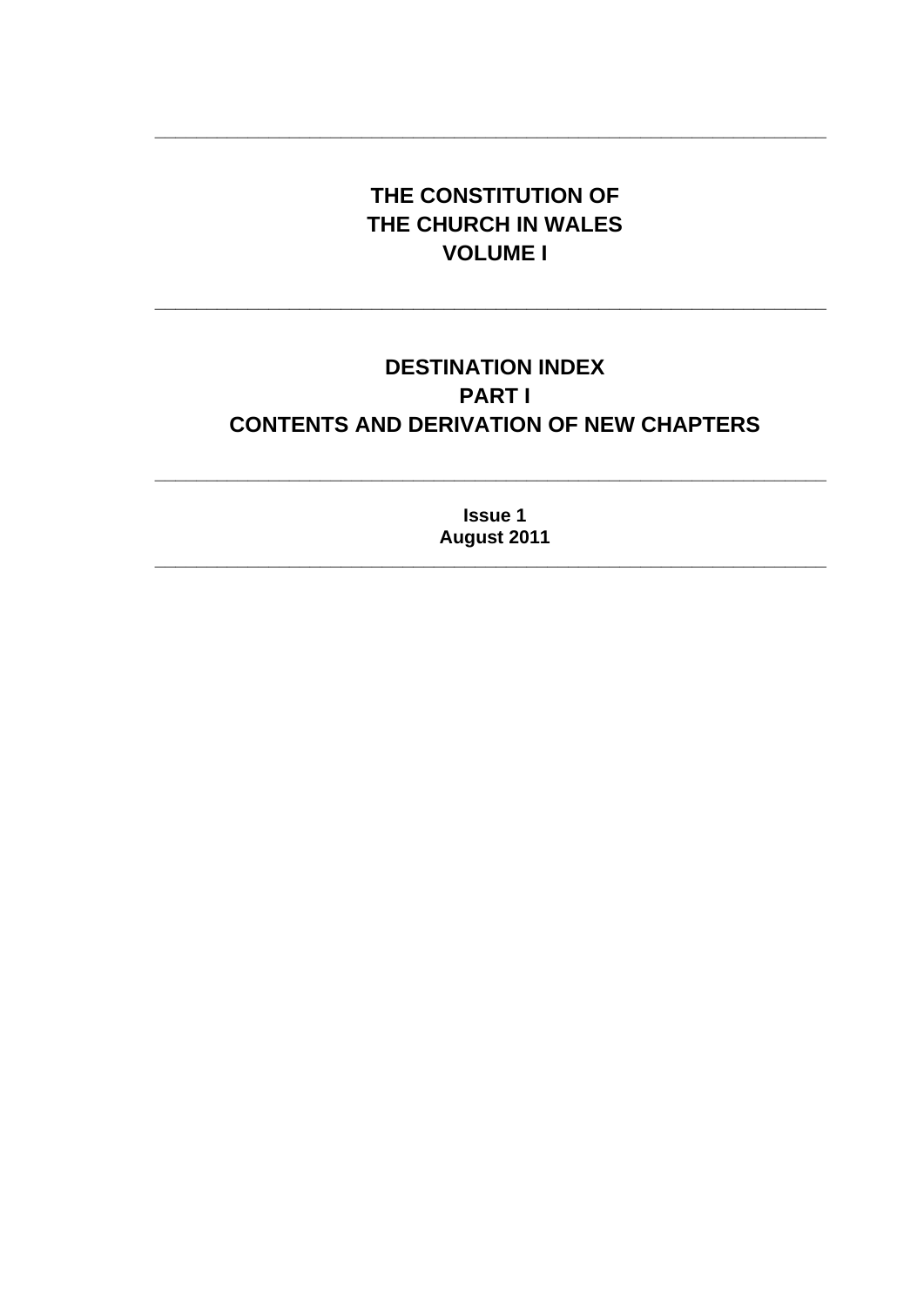---

# THE CONSTITUTION OF THE CHURCH IN WALES VOLUME I

---

## DESTINATION INDEX PART I CONTENTS AND DERIVATION OF NEW CHAPTERS

---

**Issue 1**
**August 2011**

---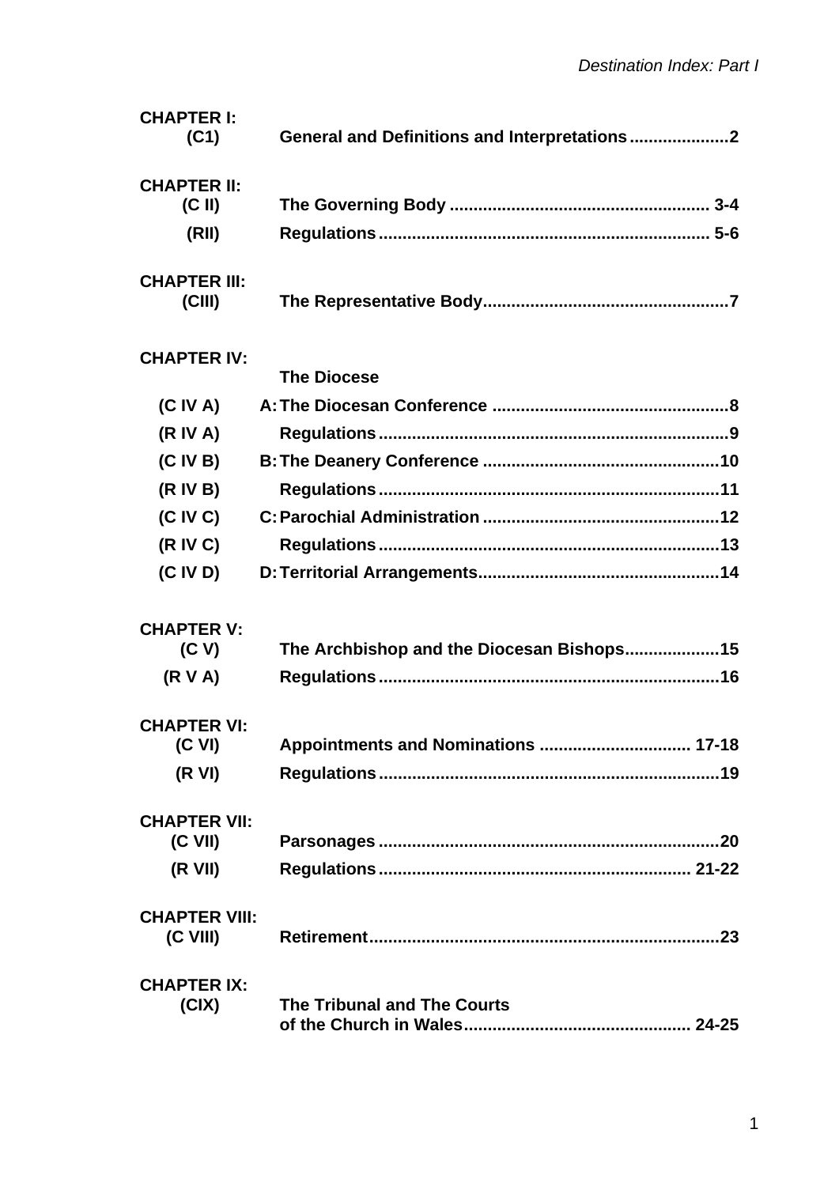| | | |
|---|---|---|
| **CHAPTER I:** | | |
| **(C1)** | **General and Definitions and Interpretations** | **2** |
| **CHAPTER II:** | | |
| **(C II)** | **The Governing Body** | **3-4** |
| **(RII)** | **Regulations** | **5-6** |
| **CHAPTER III:** | | |
| **(CIII)** | **The Representative Body** | **7** |
| **CHAPTER IV:** | **The Diocese** | |
| **(C IV A)** | **A: The Diocesan Conference** | **8** |
| **(R IV A)** | **Regulations** | **9** |
| **(C IV B)** | **B: The Deanery Conference** | **10** |
| **(R IV B)** | **Regulations** | **11** |
| **(C IV C)** | **C: Parochial Administration** | **12** |
| **(R IV C)** | **Regulations** | **13** |
| **(C IV D)** | **D: Territorial Arrangements** | **14** |
| **CHAPTER V:** | | |
| **(C V)** | **The Archbishop and the Diocesan Bishops** | **15** |
| **(R V A)** | **Regulations** | **16** |
| **CHAPTER VI:** | | |
| **(C VI)** | **Appointments and Nominations** | **17-18** |
| **(R VI)** | **Regulations** | **19** |
| **CHAPTER VII:** | | |
| **(C VII)** | **Parsonages** | **20** |
| **(R VII)** | **Regulations** | **21-22** |
| **CHAPTER VIII:** | | |
| **(C VIII)** | **Retirement** | **23** |
| **CHAPTER IX:** | | |
| **(CIX)** | **The Tribunal and The Courts of the Church in Wales** | **24-25** |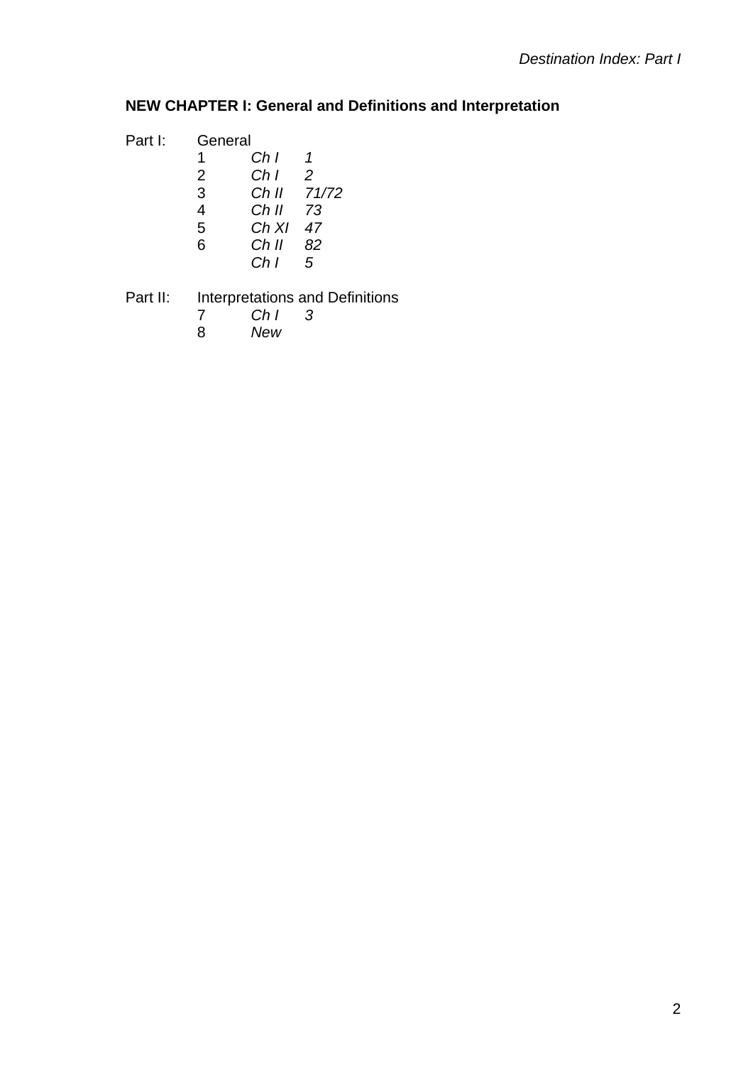## NEW CHAPTER I: General and Definitions and Interpretation

Part I: General

| | | |
|---|---|---|
| 1 | *Ch I* | *1* |
| 2 | *Ch I* | *2* |
| 3 | *Ch II* | *71/72* |
| 4 | *Ch II* | *73* |
| 5 | *Ch XI* | *47* |
| 6 | *Ch II* | *82* |
| | *Ch I* | *5* |

Part II: Interpretations and Definitions

| | | |
|---|---|---|
| 7 | *Ch I* | *3* |
| 8 | *New* | |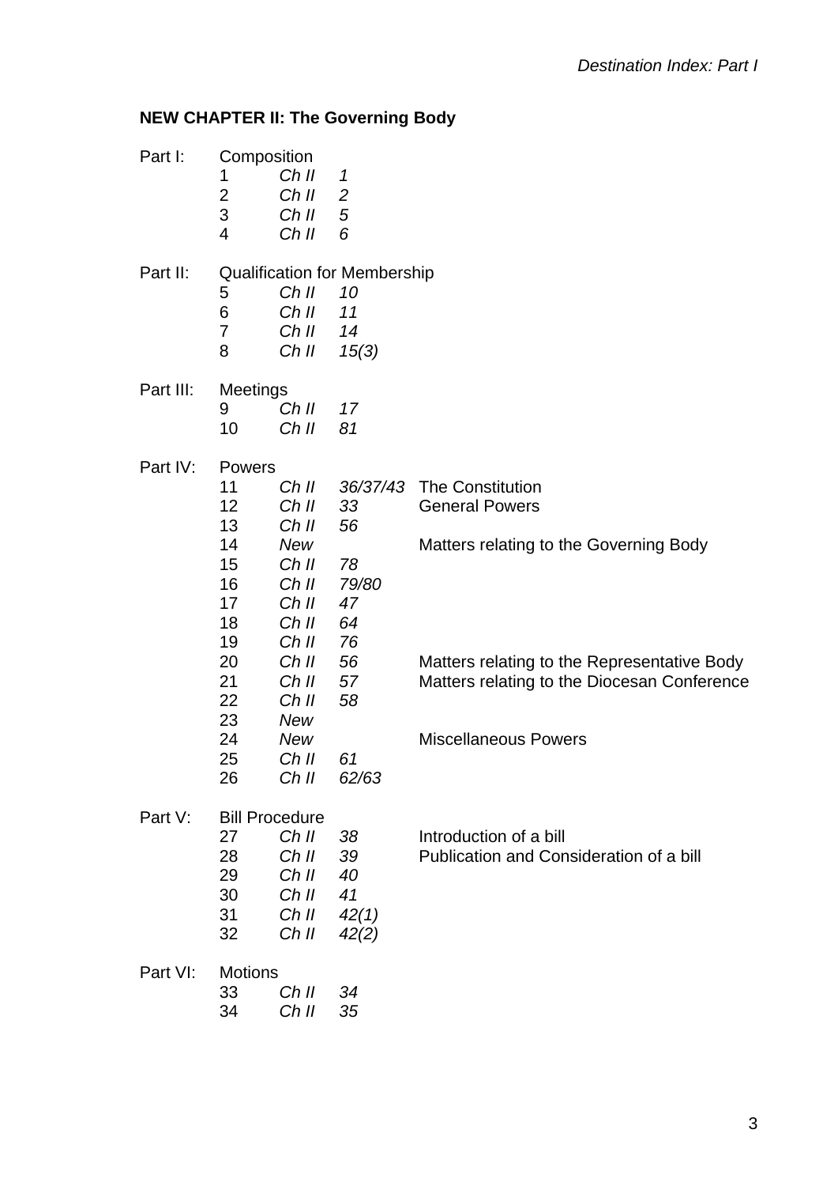## NEW CHAPTER II: The Governing Body

**Part I:** Composition

| | | | |
|---|---|---|---|
| 1 | *Ch II* | *1* | |
| 2 | *Ch II* | *2* | |
| 3 | *Ch II* | *5* | |
| 4 | *Ch II* | *6* | |

**Part II:** Qualification for Membership

| | | | |
|---|---|---|---|
| 5 | *Ch II* | *10* | |
| 6 | *Ch II* | *11* | |
| 7 | *Ch II* | *14* | |
| 8 | *Ch II* | *15(3)* | |

**Part III:** Meetings

| | | | |
|---|---|---|---|
| 9 | *Ch II* | *17* | |
| 10 | *Ch II* | *81* | |

**Part IV:** Powers

| | | | |
|---|---|---|---|
| 11 | *Ch II* | *36/37/43* | The Constitution |
| 12 | *Ch II* | *33* | General Powers |
| 13 | *Ch II* | *56* | |
| 14 | *New* | | Matters relating to the Governing Body |
| 15 | *Ch II* | *78* | |
| 16 | *Ch II* | *79/80* | |
| 17 | *Ch II* | *47* | |
| 18 | *Ch II* | *64* | |
| 19 | *Ch II* | *76* | |
| 20 | *Ch II* | *56* | Matters relating to the Representative Body |
| 21 | *Ch II* | *57* | Matters relating to the Diocesan Conference |
| 22 | *Ch II* | *58* | |
| 23 | *New* | | |
| 24 | *New* | | Miscellaneous Powers |
| 25 | *Ch II* | *61* | |
| 26 | *Ch II* | *62/63* | |

**Part V:** Bill Procedure

| | | | |
|---|---|---|---|
| 27 | *Ch II* | *38* | Introduction of a bill |
| 28 | *Ch II* | *39* | Publication and Consideration of a bill |
| 29 | *Ch II* | *40* | |
| 30 | *Ch II* | *41* | |
| 31 | *Ch II* | *42(1)* | |
| 32 | *Ch II* | *42(2)* | |

**Part VI:** Motions

| | | | |
|---|---|---|---|
| 33 | *Ch II* | *34* | |
| 34 | *Ch II* | *35* | |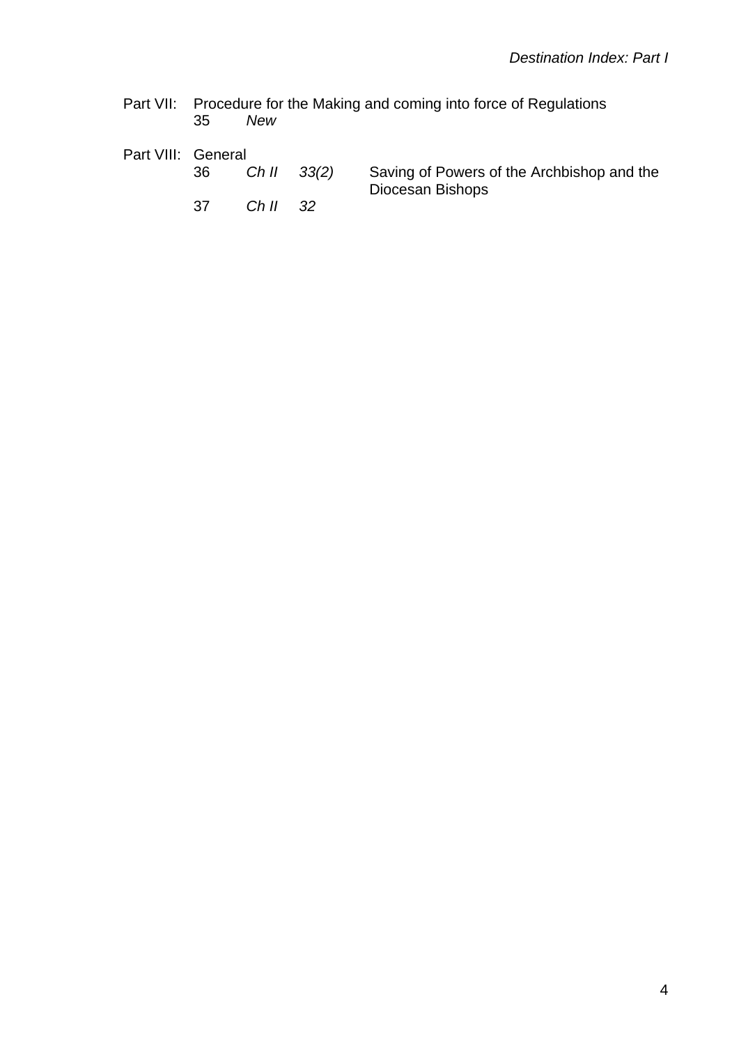Part VII: Procedure for the Making and coming into force of Regulations

| | | | |
|---|---|---|---|
| 35 | *New* | | |

Part VIII: General

| | | | |
|---|---|---|---|
| 36 | *Ch II* | *33(2)* | Saving of Powers of the Archbishop and the Diocesan Bishops |
| 37 | *Ch II* | *32* | |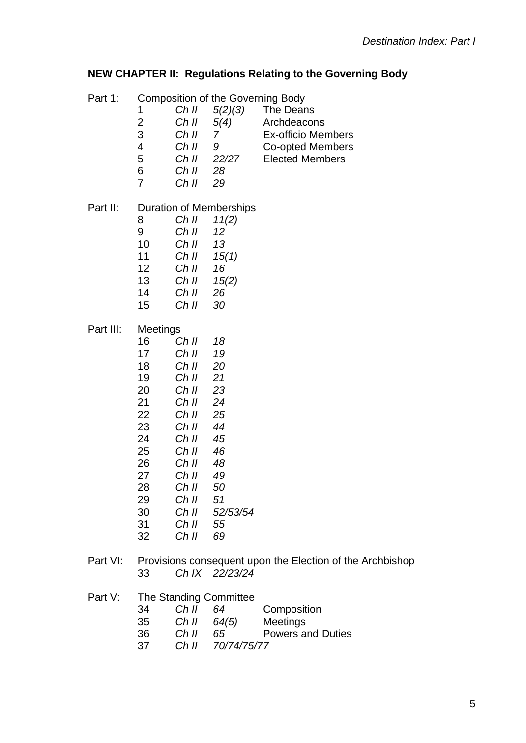## NEW CHAPTER II: Regulations Relating to the Governing Body

| | | | | |
|---|---|---|---|---|
| Part 1: | Composition of the Governing Body | | | |
| | 1 | *Ch II* | *5(2)(3)* | The Deans |
| | 2 | *Ch II* | *5(4)* | Archdeacons |
| | 3 | *Ch II* | *7* | Ex-officio Members |
| | 4 | *Ch II* | *9* | Co-opted Members |
| | 5 | *Ch II* | *22/27* | Elected Members |
| | 6 | *Ch II* | *28* | |
| | 7 | *Ch II* | *29* | |
| Part II: | Duration of Memberships | | | |
| | 8 | *Ch II* | *11(2)* | |
| | 9 | *Ch II* | *12* | |
| | 10 | *Ch II* | *13* | |
| | 11 | *Ch II* | *15(1)* | |
| | 12 | *Ch II* | *16* | |
| | 13 | *Ch II* | *15(2)* | |
| | 14 | *Ch II* | *26* | |
| | 15 | *Ch II* | *30* | |
| Part III: | Meetings | | | |
| | 16 | *Ch II* | *18* | |
| | 17 | *Ch II* | *19* | |
| | 18 | *Ch II* | *20* | |
| | 19 | *Ch II* | *21* | |
| | 20 | *Ch II* | *23* | |
| | 21 | *Ch II* | *24* | |
| | 22 | *Ch II* | *25* | |
| | 23 | *Ch II* | *44* | |
| | 24 | *Ch II* | *45* | |
| | 25 | *Ch II* | *46* | |
| | 26 | *Ch II* | *48* | |
| | 27 | *Ch II* | *49* | |
| | 28 | *Ch II* | *50* | |
| | 29 | *Ch II* | *51* | |
| | 30 | *Ch II* | *52/53/54* | |
| | 31 | *Ch II* | *55* | |
| | 32 | *Ch II* | *69* | |
| Part VI: | Provisions consequent upon the Election of the Archbishop | | | |
| | 33 | *Ch IX* | *22/23/24* | |
| Part V: | The Standing Committee | | | |
| | 34 | *Ch II* | *64* | Composition |
| | 35 | *Ch II* | *64(5)* | Meetings |
| | 36 | *Ch II* | *65* | Powers and Duties |
| | 37 | *Ch II* | *70/74/75/77* | |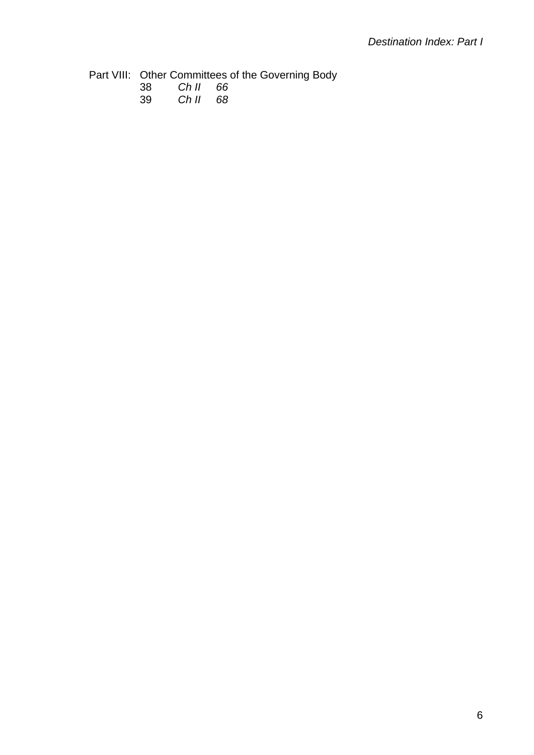Part VIII: Other Committees of the Governing Body

| | | |
|---|---|---|
| 38 | *Ch II* | *66* |
| 39 | *Ch II* | *68* |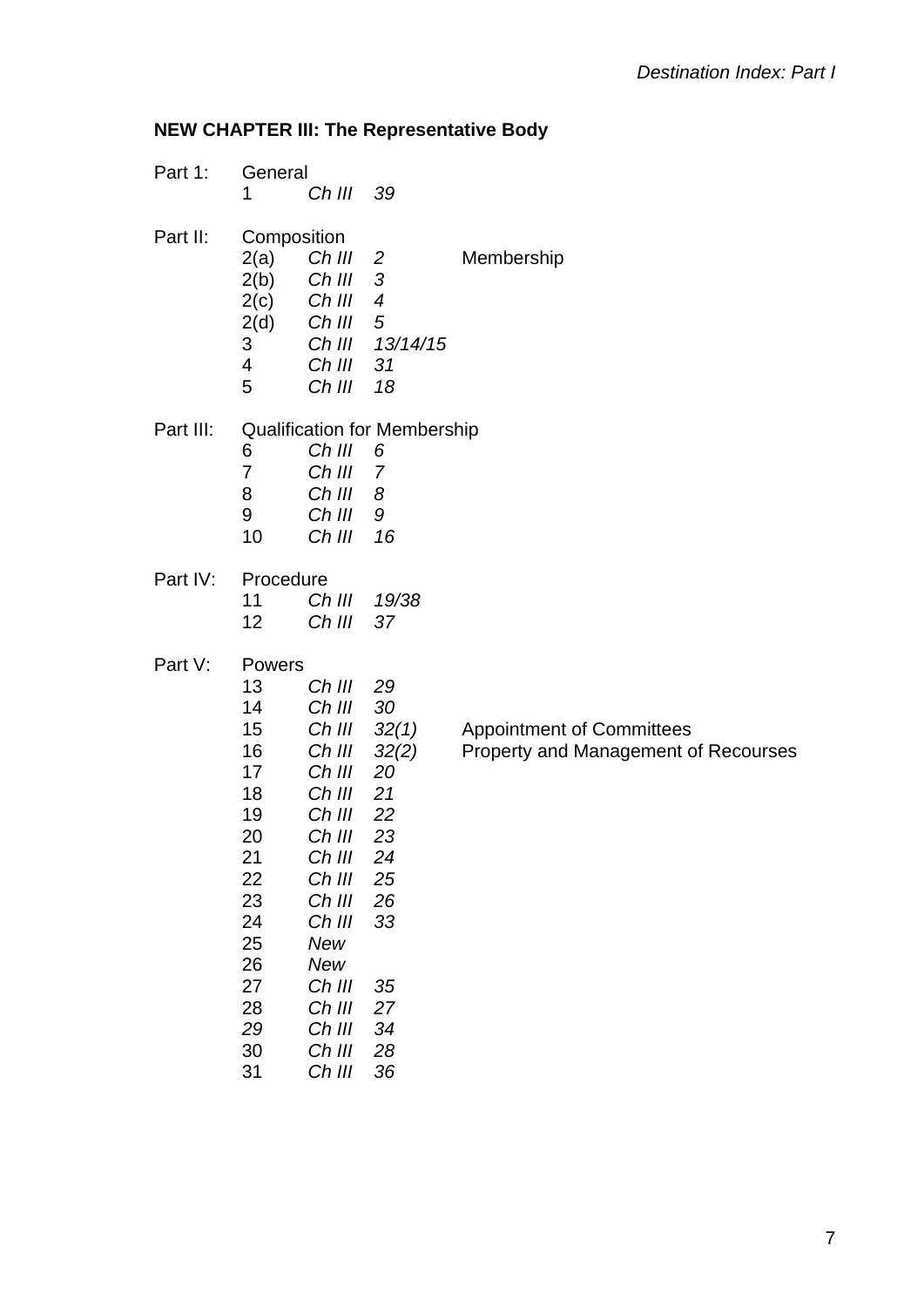**NEW CHAPTER III: The Representative Body**

| | | | | |
|---|---|---|---|---|
| Part 1: | General | | | |
| | 1 | *Ch III* | *39* | |
| Part II: | Composition | | | |
| | 2(a) | *Ch III* | *2* | Membership |
| | 2(b) | *Ch III* | *3* | |
| | 2(c) | *Ch III* | *4* | |
| | 2(d) | *Ch III* | *5* | |
| | 3 | *Ch III* | *13/14/15* | |
| | 4 | *Ch III* | *31* | |
| | 5 | *Ch III* | *18* | |
| Part III: | Qualification for Membership | | | |
| | 6 | *Ch III* | *6* | |
| | 7 | *Ch III* | *7* | |
| | 8 | *Ch III* | *8* | |
| | 9 | *Ch III* | *9* | |
| | 10 | *Ch III* | *16* | |
| Part IV: | Procedure | | | |
| | 11 | *Ch III* | *19/38* | |
| | 12 | *Ch III* | *37* | |
| Part V: | Powers | | | |
| | 13 | *Ch III* | *29* | |
| | 14 | *Ch III* | *30* | |
| | 15 | *Ch III* | *32(1)* | Appointment of Committees |
| | 16 | *Ch III* | *32(2)* | Property and Management of Recourses |
| | 17 | *Ch III* | *20* | |
| | 18 | *Ch III* | *21* | |
| | 19 | *Ch III* | *22* | |
| | 20 | *Ch III* | *23* | |
| | 21 | *Ch III* | *24* | |
| | 22 | *Ch III* | *25* | |
| | 23 | *Ch III* | *26* | |
| | 24 | *Ch III* | *33* | |
| | 25 | *New* | | |
| | 26 | *New* | | |
| | 27 | *Ch III* | *35* | |
| | 28 | *Ch III* | *27* | |
| | *29* | *Ch III* | *34* | |
| | 30 | *Ch III* | *28* | |
| | 31 | *Ch III* | *36* | |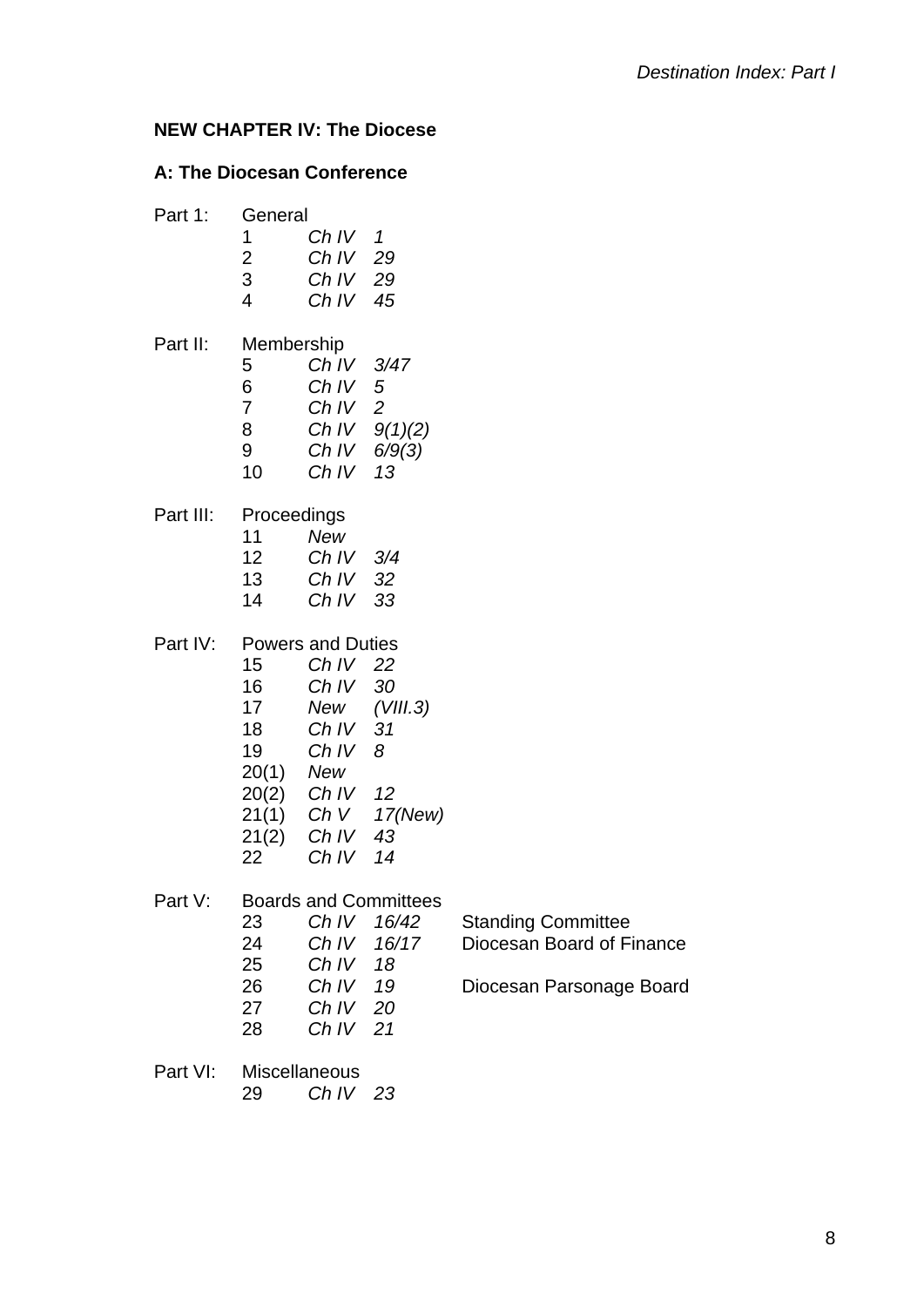**NEW CHAPTER IV: The Diocese**

**A: The Diocesan Conference**

| | | | | |
|---|---|---|---|---|
| Part 1: | General | | | |
| | 1 | *Ch IV* | *1* | |
| | 2 | *Ch IV* | *29* | |
| | 3 | *Ch IV* | *29* | |
| | 4 | *Ch IV* | *45* | |
| Part II: | Membership | | | |
| | 5 | *Ch IV* | *3/47* | |
| | 6 | *Ch IV* | *5* | |
| | 7 | *Ch IV* | *2* | |
| | 8 | *Ch IV* | *9(1)(2)* | |
| | 9 | *Ch IV* | *6/9(3)* | |
| | 10 | *Ch IV* | *13* | |
| Part III: | Proceedings | | | |
| | 11 | *New* | | |
| | 12 | *Ch IV* | *3/4* | |
| | 13 | *Ch IV* | *32* | |
| | 14 | *Ch IV* | *33* | |
| Part IV: | Powers and Duties | | | |
| | 15 | *Ch IV* | *22* | |
| | 16 | *Ch IV* | *30* | |
| | 17 | *New* | *(VIII.3)* | |
| | 18 | *Ch IV* | *31* | |
| | 19 | *Ch IV* | *8* | |
| | 20(1) | *New* | | |
| | 20(2) | *Ch IV* | *12* | |
| | 21(1) | *Ch V* | *17(New)* | |
| | 21(2) | *Ch IV* | *43* | |
| | 22 | *Ch IV* | *14* | |
| Part V: | Boards and Committees | | | |
| | 23 | *Ch IV* | *16/42* | Standing Committee |
| | 24 | *Ch IV* | *16/17* | Diocesan Board of Finance |
| | 25 | *Ch IV* | *18* | |
| | 26 | *Ch IV* | *19* | Diocesan Parsonage Board |
| | 27 | *Ch IV* | *20* | |
| | 28 | *Ch IV* | *21* | |
| Part VI: | Miscellaneous | | | |
| | 29 | *Ch IV* | *23* | |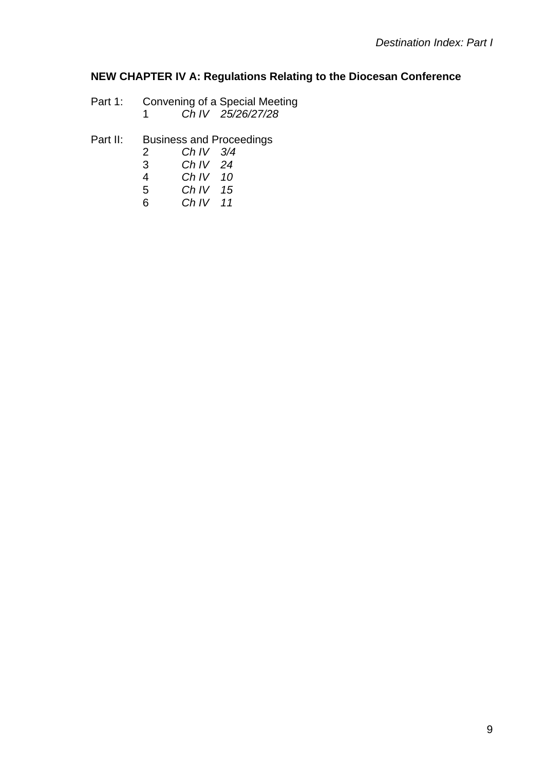**NEW CHAPTER IV A: Regulations Relating to the Diocesan Conference**

Part 1: Convening of a Special Meeting

| | | |
|---|---|---|
| 1 | *Ch IV* | *25/26/27/28* |

Part II: Business and Proceedings

| | | |
|---|---|---|
| 2 | *Ch IV* | *3/4* |
| 3 | *Ch IV* | *24* |
| 4 | *Ch IV* | *10* |
| 5 | *Ch IV* | *15* |
| 6 | *Ch IV* | *11* |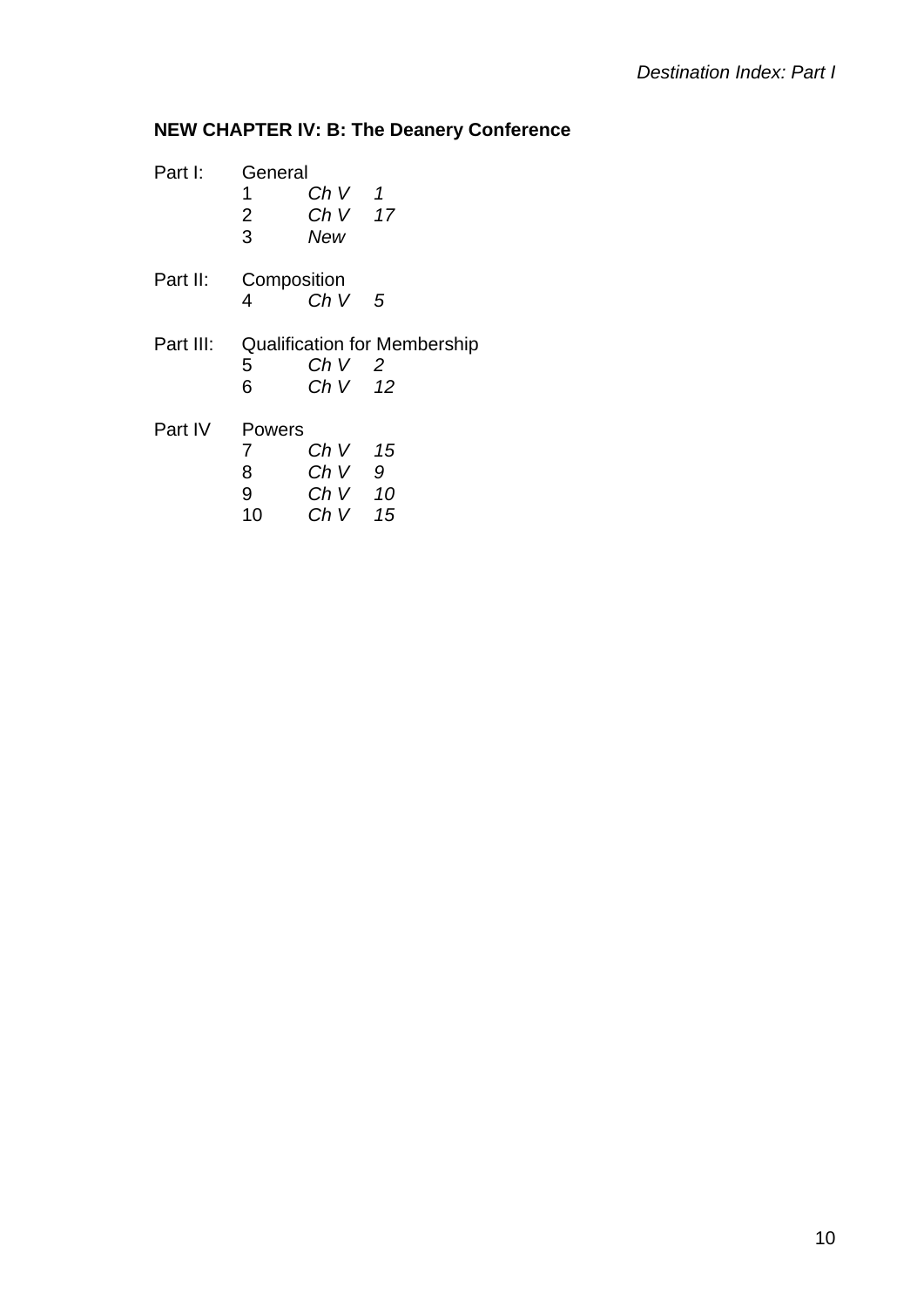**NEW CHAPTER IV: B: The Deanery Conference**

| | | | |
|---|---|---|---|
| Part I: | General | | |
| | 1 | *Ch V* | *1* |
| | 2 | *Ch V* | *17* |
| | 3 | *New* | |
| Part II: | Composition | | |
| | 4 | *Ch V* | *5* |
| Part III: | Qualification for Membership | | |
| | 5 | *Ch V* | *2* |
| | 6 | *Ch V* | *12* |
| Part IV | Powers | | |
| | 7 | *Ch V* | *15* |
| | 8 | *Ch V* | *9* |
| | 9 | *Ch V* | *10* |
| | 10 | *Ch V* | *15* |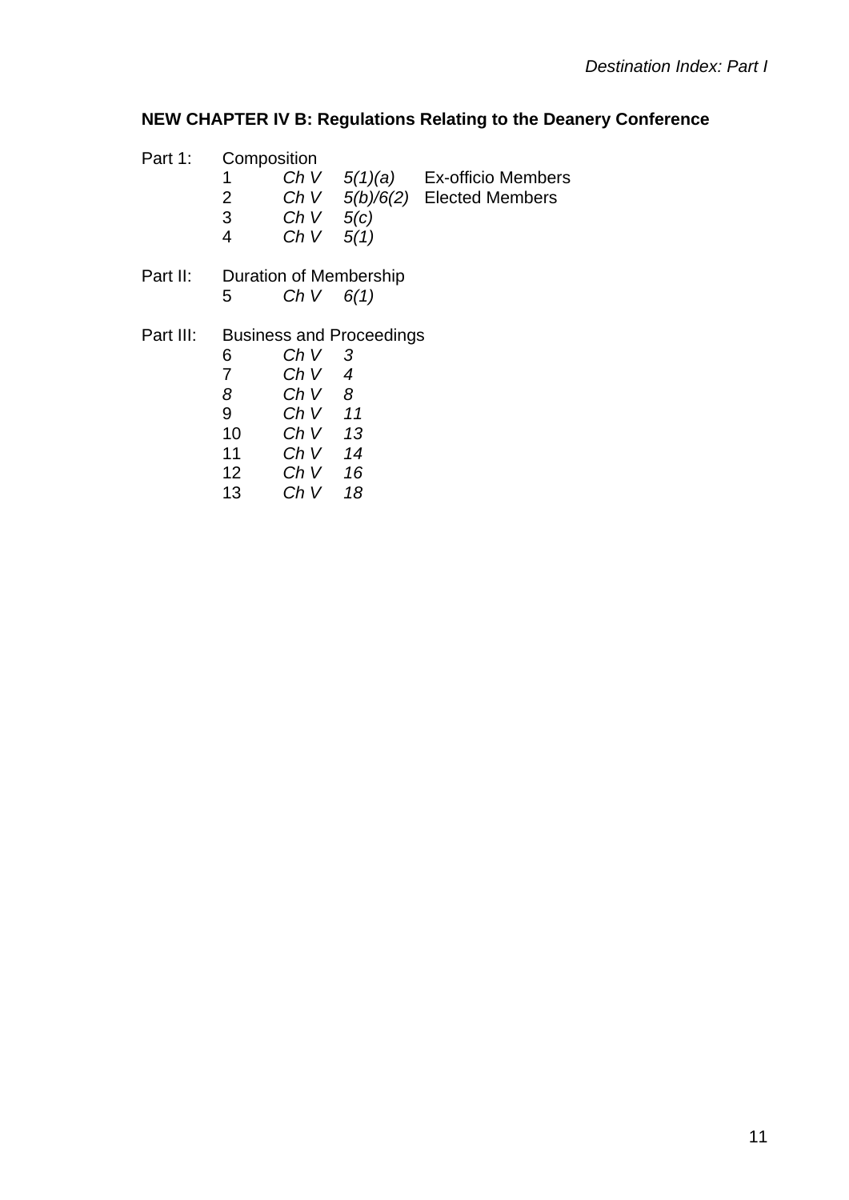**NEW CHAPTER IV B: Regulations Relating to the Deanery Conference**

Part 1: Composition

| | | | |
|---|---|---|---|
| 1 | *Ch V* | *5(1)(a)* | Ex-officio Members |
| 2 | *Ch V* | *5(b)/6(2)* | Elected Members |
| 3 | *Ch V* | *5(c)* | |
| 4 | *Ch V* | *5(1)* | |

Part II: Duration of Membership

| | | |
|---|---|---|
| 5 | *Ch V* | *6(1)* |

Part III: Business and Proceedings

| | | |
|---|---|---|
| 6 | *Ch V* | *3* |
| 7 | *Ch V* | *4* |
| *8* | *Ch V* | *8* |
| 9 | *Ch V* | *11* |
| 10 | *Ch V* | *13* |
| 11 | *Ch V* | *14* |
| 12 | *Ch V* | *16* |
| 13 | *Ch V* | *18* |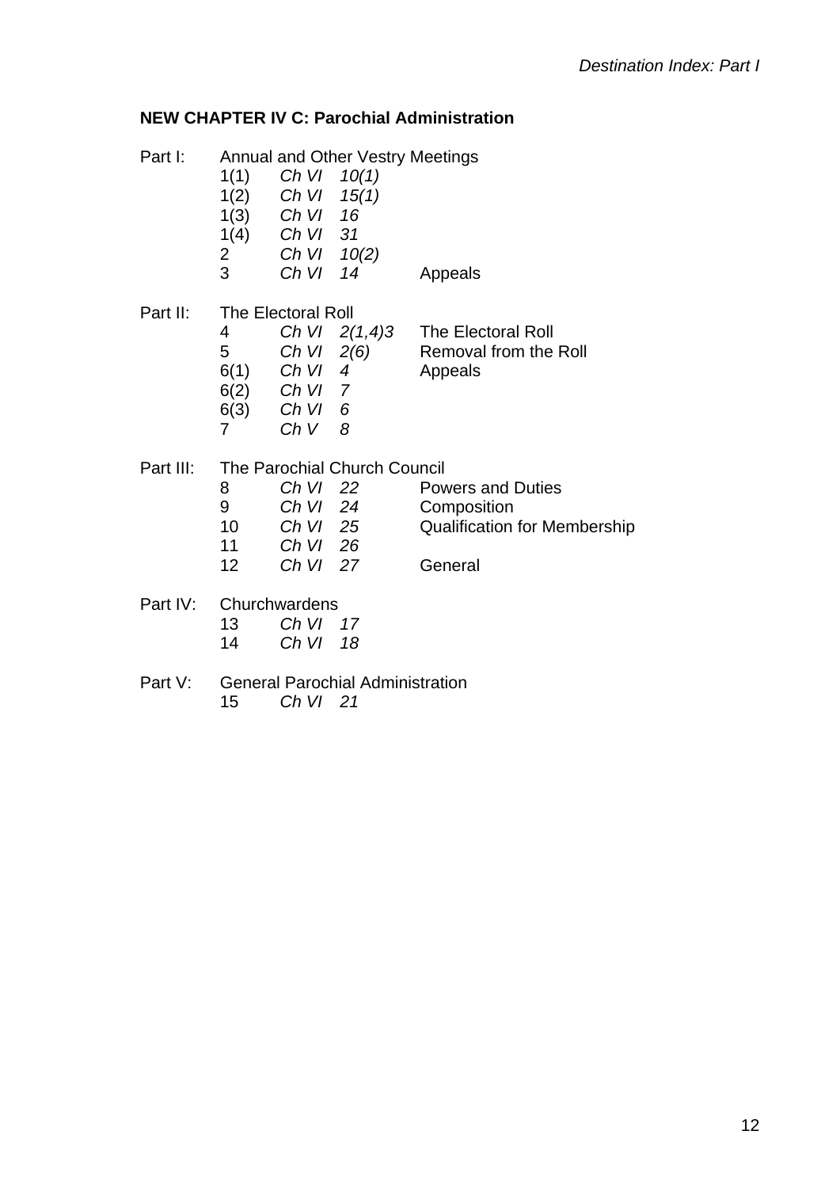## NEW CHAPTER IV C: Parochial Administration

| Part | Section | Source | | Subject |
|---|---|---|---|---|
| Part I: | Annual and Other Vestry Meetings | | | |
| | 1(1) | *Ch VI* | *10(1)* | |
| | 1(2) | *Ch VI* | *15(1)* | |
| | 1(3) | *Ch VI* | *16* | |
| | 1(4) | *Ch VI* | *31* | |
| | 2 | *Ch VI* | *10(2)* | |
| | 3 | *Ch VI* | *14* | Appeals |
| Part II: | The Electoral Roll | | | |
| | 4 | *Ch VI* | *2(1,4)3* | The Electoral Roll |
| | 5 | *Ch VI* | *2(6)* | Removal from the Roll |
| | 6(1) | *Ch VI* | *4* | Appeals |
| | 6(2) | *Ch VI* | *7* | |
| | 6(3) | *Ch VI* | *6* | |
| | 7 | *Ch V* | *8* | |
| Part III: | The Parochial Church Council | | | |
| | 8 | *Ch VI* | *22* | Powers and Duties |
| | 9 | *Ch VI* | *24* | Composition |
| | 10 | *Ch VI* | *25* | Qualification for Membership |
| | 11 | *Ch VI* | *26* | |
| | 12 | *Ch VI* | *27* | General |
| Part IV: | Churchwardens | | | |
| | 13 | *Ch VI* | *17* | |
| | 14 | *Ch VI* | *18* | |
| Part V: | General Parochial Administration | | | |
| | 15 | *Ch VI* | *21* | |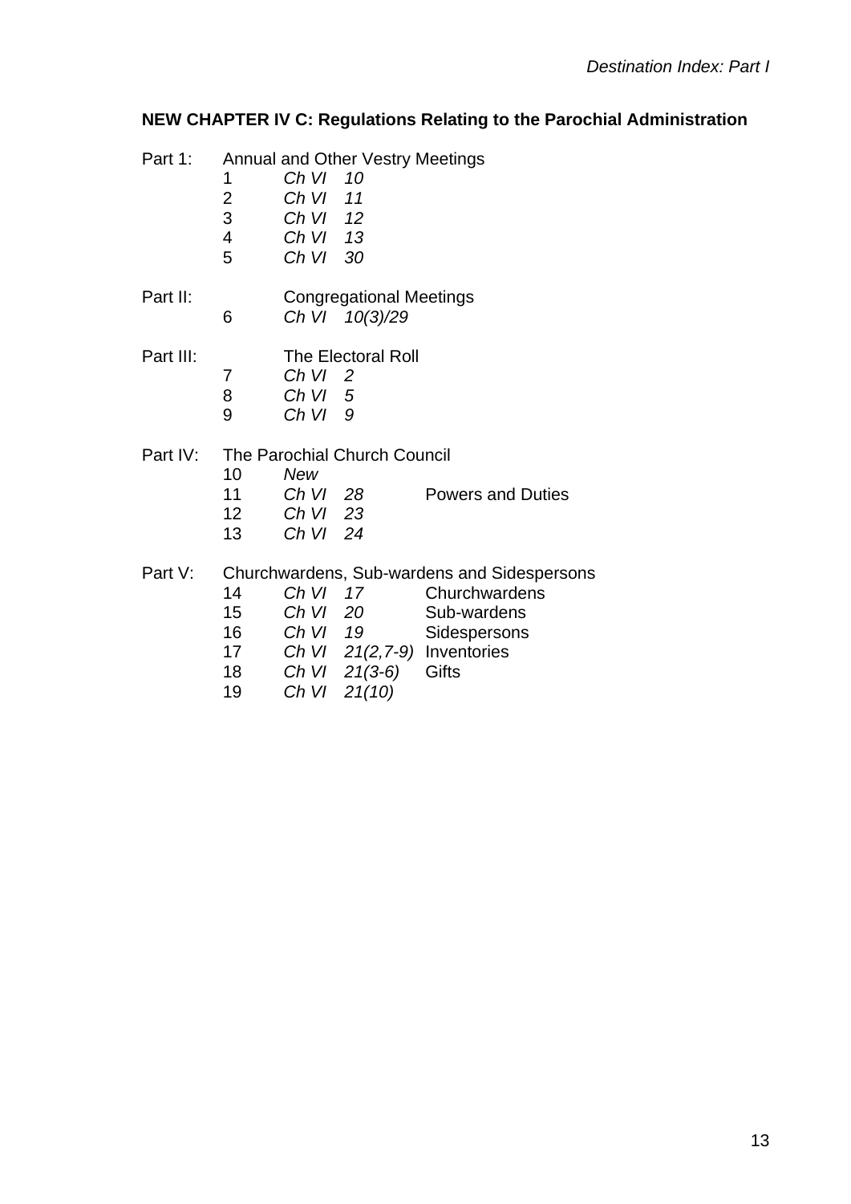## NEW CHAPTER IV C: Regulations Relating to the Parochial Administration

| | | | |
|---|---|---|---|
| Part 1: | Annual and Other Vestry Meetings | | |
| | 1 | *Ch VI 10* | |
| | 2 | *Ch VI 11* | |
| | 3 | *Ch VI 12* | |
| | 4 | *Ch VI 13* | |
| | 5 | *Ch VI 30* | |
| Part II: | | Congregational Meetings | |
| | 6 | *Ch VI 10(3)/29* | |
| Part III: | | The Electoral Roll | |
| | 7 | *Ch VI 2* | |
| | 8 | *Ch VI 5* | |
| | 9 | *Ch VI 9* | |
| Part IV: | The Parochial Church Council | | |
| | 10 | *New* | |
| | 11 | *Ch VI 28* | Powers and Duties |
| | 12 | *Ch VI 23* | |
| | 13 | *Ch VI 24* | |
| Part V: | Churchwardens, Sub-wardens and Sidespersons | | |
| | 14 | *Ch VI 17* | Churchwardens |
| | 15 | *Ch VI 20* | Sub-wardens |
| | 16 | *Ch VI 19* | Sidespersons |
| | 17 | *Ch VI 21(2,7-9)* | Inventories |
| | 18 | *Ch VI 21(3-6)* | Gifts |
| | 19 | *Ch VI 21(10)* | |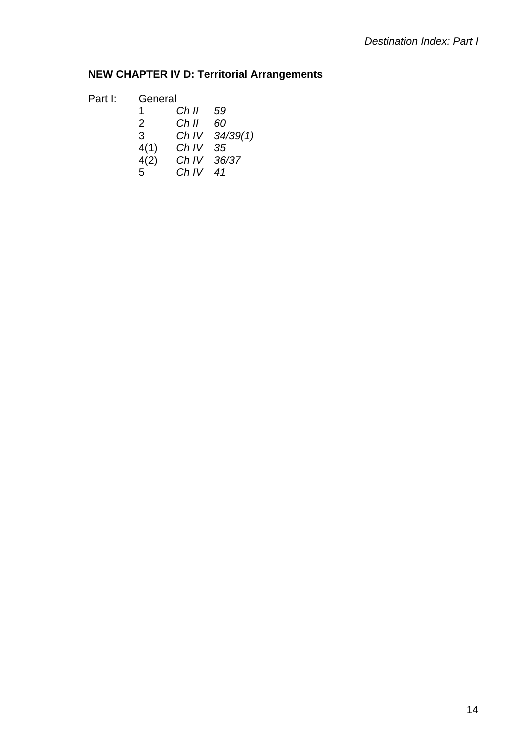## NEW CHAPTER IV D: Territorial Arrangements

Part I: General

| | | |
|---|---|---|
| 1 | *Ch II* | *59* |
| 2 | *Ch II* | *60* |
| 3 | *Ch IV* | *34/39(1)* |
| 4(1) | *Ch IV* | *35* |
| 4(2) | *Ch IV* | *36/37* |
| 5 | *Ch IV* | *41* |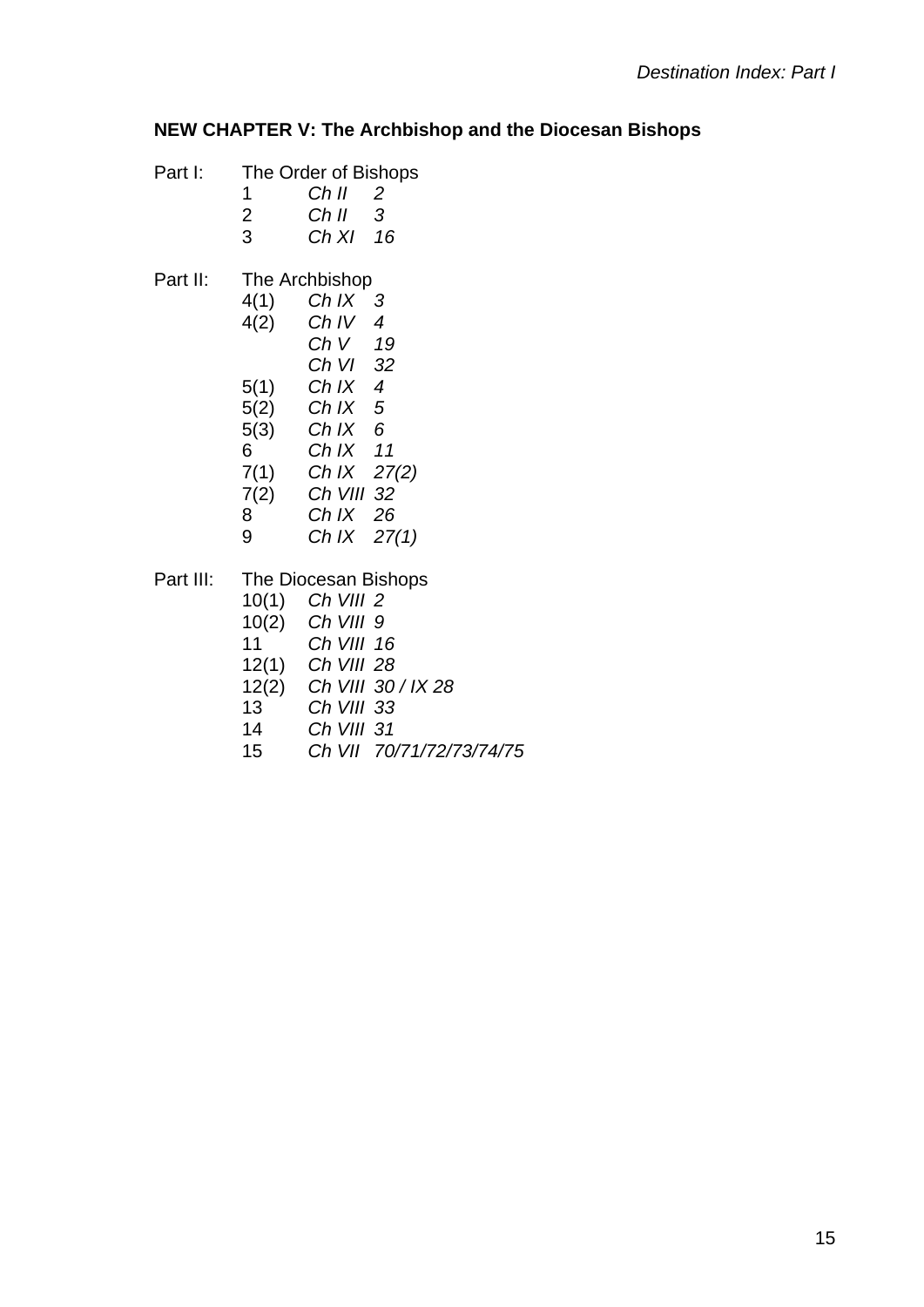**NEW CHAPTER V: The Archbishop and the Diocesan Bishops**

Part I: The Order of Bishops

| | | |
|---|---|---|
| 1 | *Ch II* | *2* |
| 2 | *Ch II* | *3* |
| 3 | *Ch XI* | *16* |

Part II: The Archbishop

| | | |
|---|---|---|
| 4(1) | *Ch IX* | *3* |
| 4(2) | *Ch IV* | *4* |
| | *Ch V* | *19* |
| | *Ch VI* | *32* |
| 5(1) | *Ch IX* | *4* |
| 5(2) | *Ch IX* | *5* |
| 5(3) | *Ch IX* | *6* |
| 6 | *Ch IX* | *11* |
| 7(1) | *Ch IX* | *27(2)* |
| 7(2) | *Ch VIII* | *32* |
| 8 | *Ch IX* | *26* |
| 9 | *Ch IX* | *27(1)* |

Part III: The Diocesan Bishops

| | | |
|---|---|---|
| 10(1) | *Ch VIII* | *2* |
| 10(2) | *Ch VIII* | *9* |
| 11 | *Ch VIII* | *16* |
| 12(1) | *Ch VIII* | *28* |
| 12(2) | *Ch VIII* | *30 / IX 28* |
| 13 | *Ch VIII* | *33* |
| 14 | *Ch VIII* | *31* |
| 15 | *Ch VII* | *70/71/72/73/74/75* |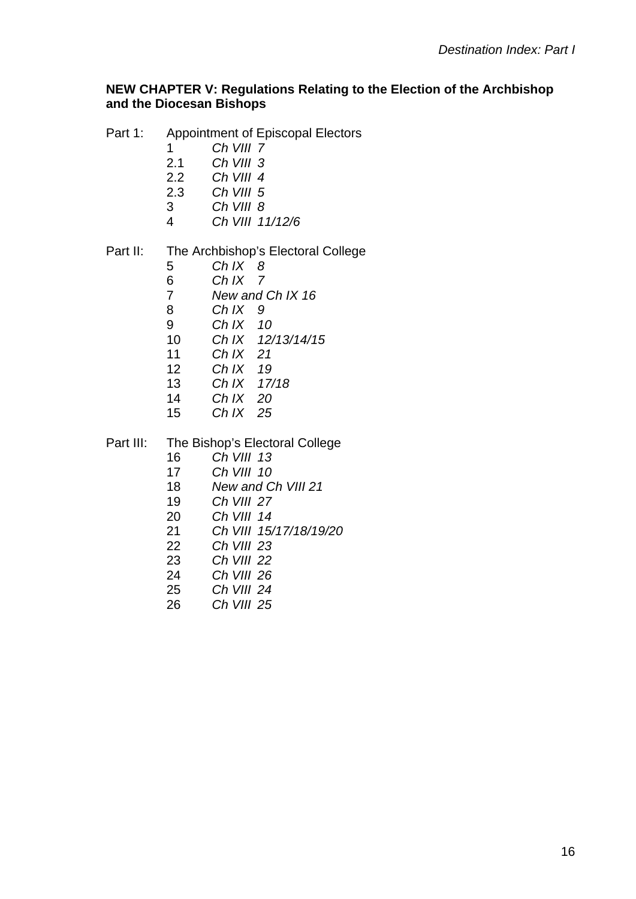**NEW CHAPTER V: Regulations Relating to the Election of the Archbishop and the Diocesan Bishops**

Part 1: Appointment of Episcopal Electors

| | |
|---|---|
| 1 | *Ch VIII 7* |
| 2.1 | *Ch VIII 3* |
| 2.2 | *Ch VIII 4* |
| 2.3 | *Ch VIII 5* |
| 3 | *Ch VIII 8* |
| 4 | *Ch VIII 11/12/6* |

Part II: The Archbishop's Electoral College

| | |
|---|---|
| 5 | *Ch IX 8* |
| 6 | *Ch IX 7* |
| 7 | *New and Ch IX 16* |
| 8 | *Ch IX 9* |
| 9 | *Ch IX 10* |
| 10 | *Ch IX 12/13/14/15* |
| 11 | *Ch IX 21* |
| 12 | *Ch IX 19* |
| 13 | *Ch IX 17/18* |
| 14 | *Ch IX 20* |
| 15 | *Ch IX 25* |

Part III: The Bishop's Electoral College

| | |
|---|---|
| 16 | *Ch VIII 13* |
| 17 | *Ch VIII 10* |
| 18 | *New and Ch VIII 21* |
| 19 | *Ch VIII 27* |
| 20 | *Ch VIII 14* |
| 21 | *Ch VIII 15/17/18/19/20* |
| 22 | *Ch VIII 23* |
| 23 | *Ch VIII 22* |
| 24 | *Ch VIII 26* |
| 25 | *Ch VIII 24* |
| 26 | *Ch VIII 25* |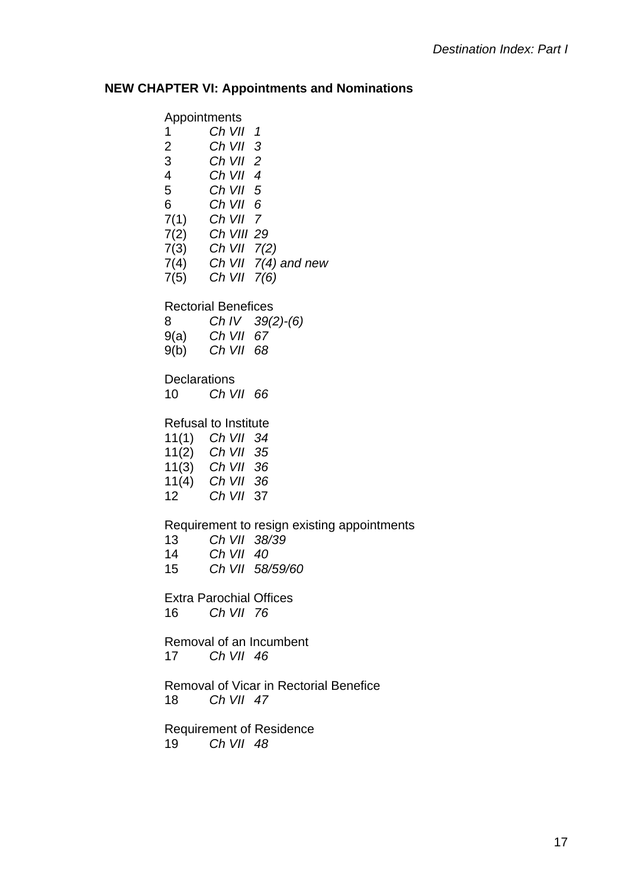## NEW CHAPTER VI: Appointments and Nominations

Appointments

| | | |
|---|---|---|
| 1 | *Ch VII* | *1* |
| 2 | *Ch VII* | *3* |
| 3 | *Ch VII* | *2* |
| 4 | *Ch VII* | *4* |
| 5 | *Ch VII* | *5* |
| 6 | *Ch VII* | *6* |
| 7(1) | *Ch VII* | *7* |
| 7(2) | *Ch VIII* | *29* |
| 7(3) | *Ch VII* | *7(2)* |
| 7(4) | *Ch VII* | *7(4) and new* |
| 7(5) | *Ch VII* | *7(6)* |

Rectorial Benefices

| | | |
|---|---|---|
| 8 | *Ch IV* | *39(2)-(6)* |
| 9(a) | *Ch VII* | *67* |
| 9(b) | *Ch VII* | *68* |

Declarations

| | | |
|---|---|---|
| 10 | *Ch VII* | *66* |

Refusal to Institute

| | | |
|---|---|---|
| 11(1) | *Ch VII* | *34* |
| 11(2) | *Ch VII* | *35* |
| 11(3) | *Ch VII* | *36* |
| 11(4) | *Ch VII* | *36* |
| 12 | *Ch VII* | 37 |

Requirement to resign existing appointments

| | | |
|---|---|---|
| 13 | *Ch VII* | *38/39* |
| 14 | *Ch VII* | *40* |
| 15 | *Ch VII* | *58/59/60* |

Extra Parochial Offices

| | | |
|---|---|---|
| 16 | *Ch VII* | *76* |

Removal of an Incumbent

| | | |
|---|---|---|
| 17 | *Ch VII* | *46* |

Removal of Vicar in Rectorial Benefice

| | | |
|---|---|---|
| 18 | *Ch VII* | *47* |

Requirement of Residence

| | | |
|---|---|---|
| 19 | *Ch VII* | *48* |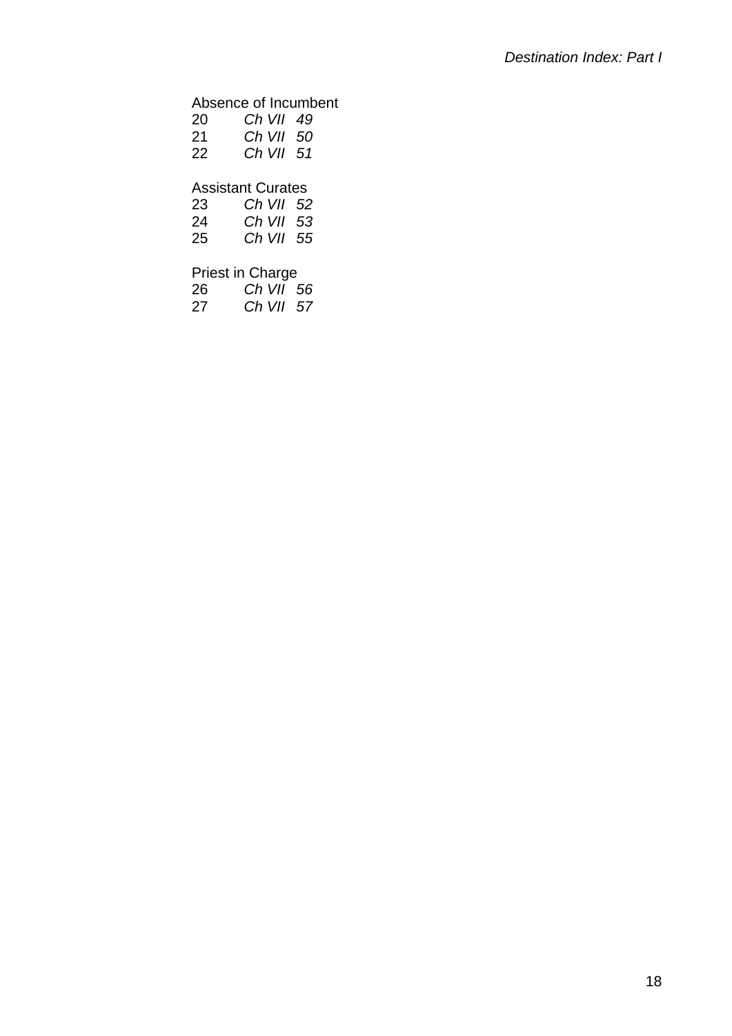Absence of Incumbent

20 *Ch VII 49*
21 *Ch VII 50*
22 *Ch VII 51*

Assistant Curates

23 *Ch VII 52*
24 *Ch VII 53*
25 *Ch VII 55*

Priest in Charge

26 *Ch VII 56*
27 *Ch VII 57*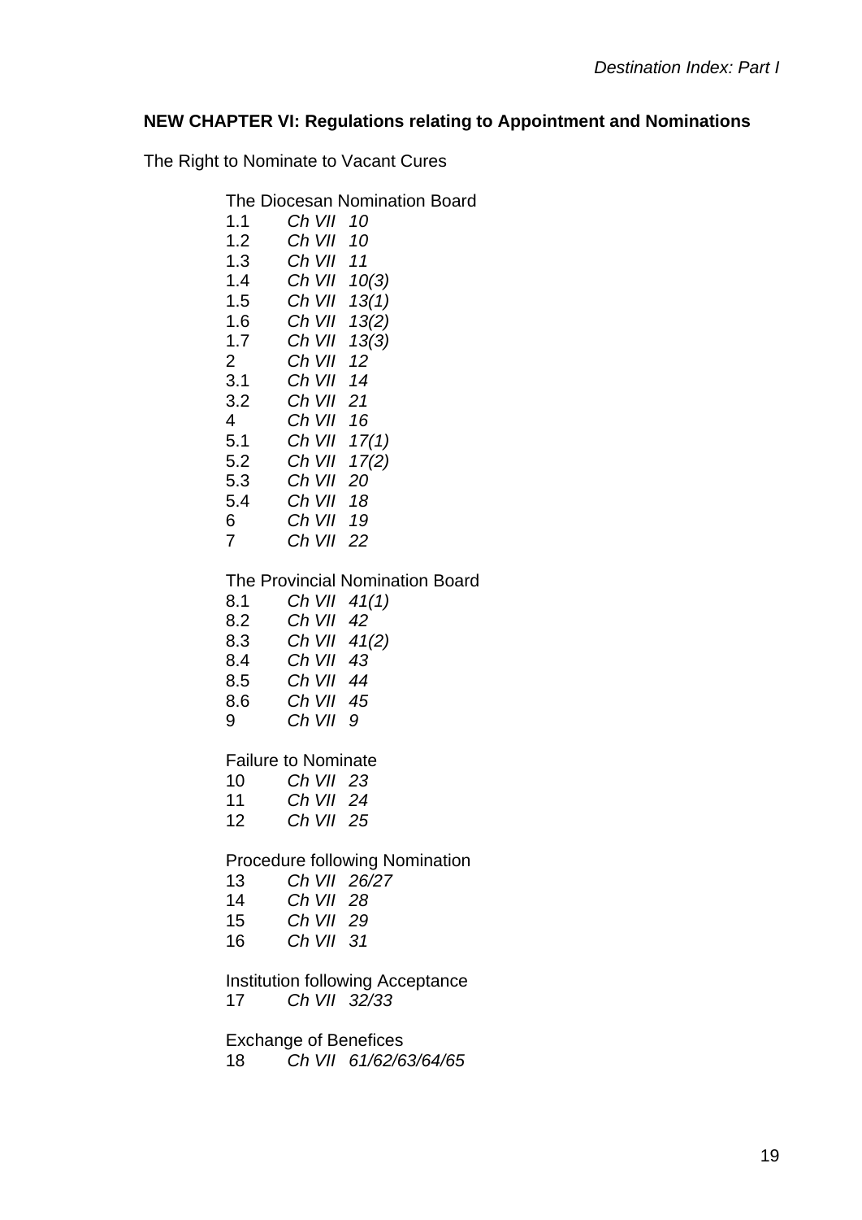**NEW CHAPTER VI: Regulations relating to Appointment and Nominations**

The Right to Nominate to Vacant Cures

The Diocesan Nomination Board

| | |
|---|---|
| 1.1 | *Ch VII 10* |
| 1.2 | *Ch VII 10* |
| 1.3 | *Ch VII 11* |
| 1.4 | *Ch VII 10(3)* |
| 1.5 | *Ch VII 13(1)* |
| 1.6 | *Ch VII 13(2)* |
| 1.7 | *Ch VII 13(3)* |
| 2 | *Ch VII 12* |
| 3.1 | *Ch VII 14* |
| 3.2 | *Ch VII 21* |
| 4 | *Ch VII 16* |
| 5.1 | *Ch VII 17(1)* |
| 5.2 | *Ch VII 17(2)* |
| 5.3 | *Ch VII 20* |
| 5.4 | *Ch VII 18* |
| 6 | *Ch VII 19* |
| 7 | *Ch VII 22* |

The Provincial Nomination Board

| | |
|---|---|
| 8.1 | *Ch VII 41(1)* |
| 8.2 | *Ch VII 42* |
| 8.3 | *Ch VII 41(2)* |
| 8.4 | *Ch VII 43* |
| 8.5 | *Ch VII 44* |
| 8.6 | *Ch VII 45* |
| 9 | *Ch VII 9* |

Failure to Nominate

| | |
|---|---|
| 10 | *Ch VII 23* |
| 11 | *Ch VII 24* |
| 12 | *Ch VII 25* |

Procedure following Nomination

| | |
|---|---|
| 13 | *Ch VII 26/27* |
| 14 | *Ch VII 28* |
| 15 | *Ch VII 29* |
| 16 | *Ch VII 31* |

Institution following Acceptance

| | |
|---|---|
| 17 | *Ch VII 32/33* |

Exchange of Benefices

| | |
|---|---|
| 18 | *Ch VII 61/62/63/64/65* |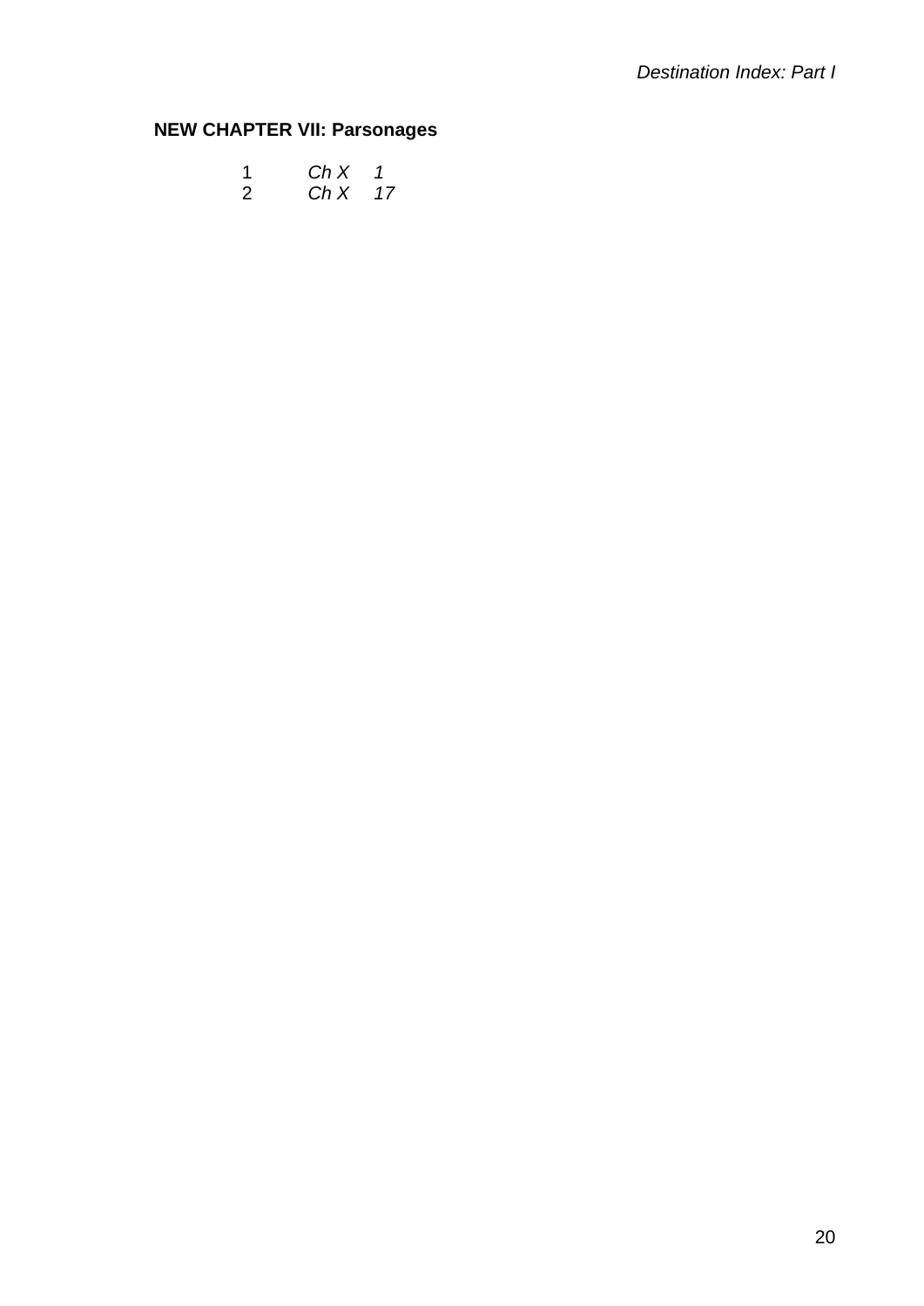**NEW CHAPTER VII: Parsonages**

| | | |
|---|---|---|
| 1 | *Ch X* | *1* |
| 2 | *Ch X* | *17* |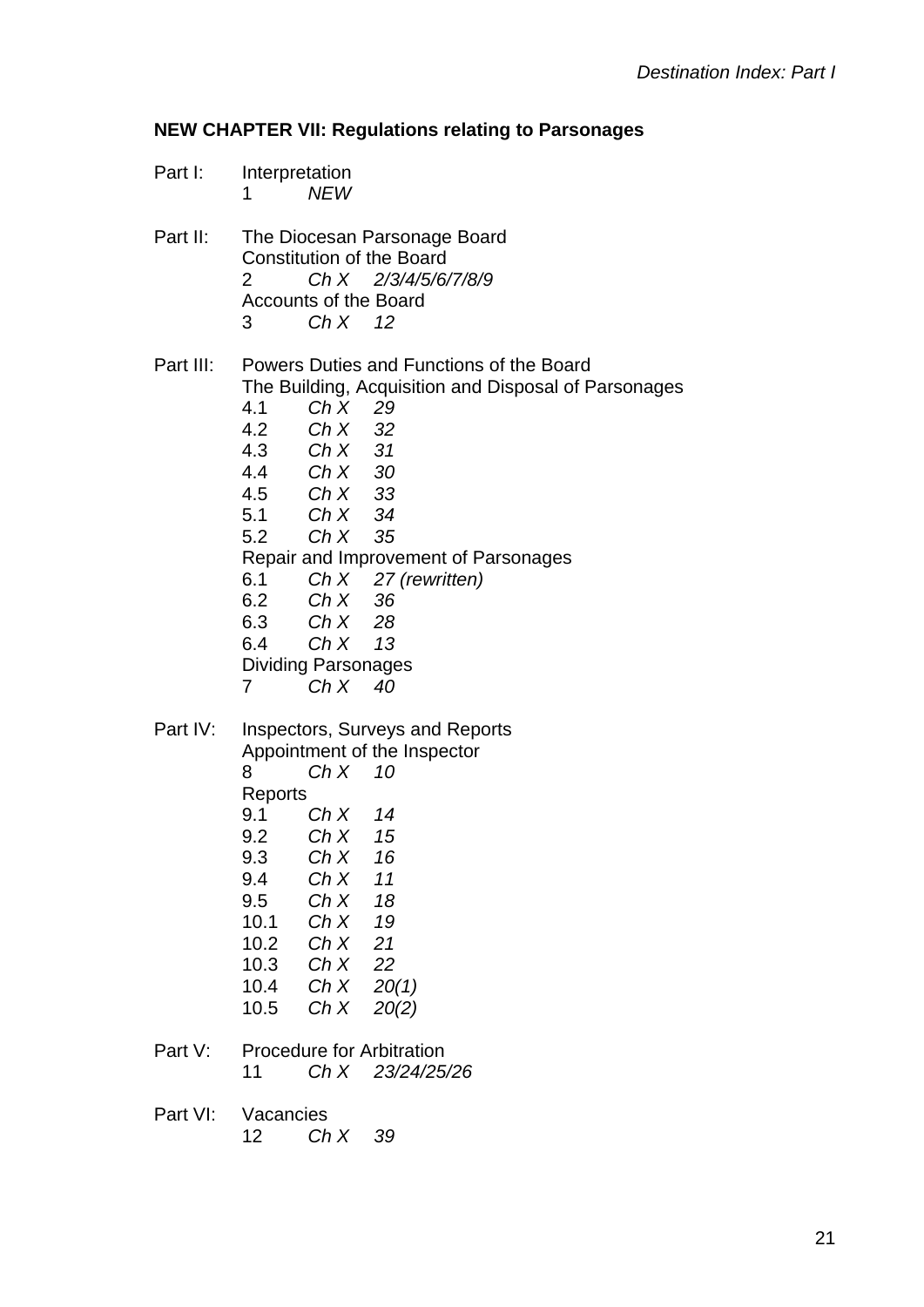**NEW CHAPTER VII: Regulations relating to Parsonages**

Part I: Interpretation

1 *NEW*

Part II: The Diocesan Parsonage Board

Constitution of the Board

2 *Ch X 2/3/4/5/6/7/8/9*

Accounts of the Board

3 *Ch X 12*

Part III: Powers Duties and Functions of the Board

The Building, Acquisition and Disposal of Parsonages

4.1 *Ch X 29*
4.2 *Ch X 32*
4.3 *Ch X 31*
4.4 *Ch X 30*
4.5 *Ch X 33*
5.1 *Ch X 34*
5.2 *Ch X 35*

Repair and Improvement of Parsonages

6.1 *Ch X 27 (rewritten)*
6.2 *Ch X 36*
6.3 *Ch X 28*
6.4 *Ch X 13*

Dividing Parsonages

7 *Ch X 40*

Part IV: Inspectors, Surveys and Reports

Appointment of the Inspector

8 *Ch X 10*

Reports

9.1 *Ch X 14*
9.2 *Ch X 15*
9.3 *Ch X 16*
9.4 *Ch X 11*
9.5 *Ch X 18*
10.1 *Ch X 19*
10.2 *Ch X 21*
10.3 *Ch X 22*
10.4 *Ch X 20(1)*
10.5 *Ch X 20(2)*

Part V: Procedure for Arbitration

11 *Ch X 23/24/25/26*

Part VI: Vacancies

12 *Ch X 39*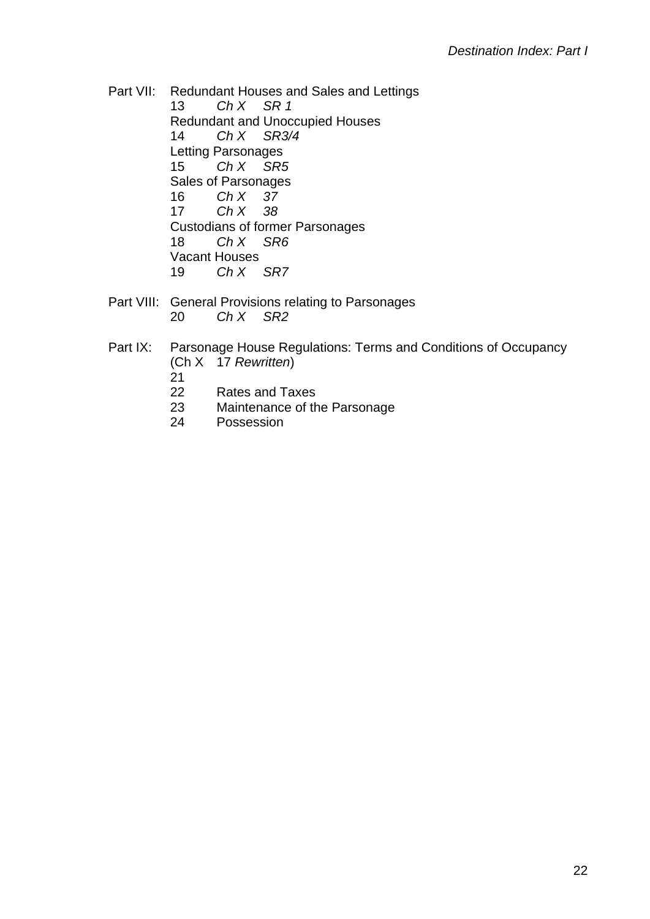Part VII: Redundant Houses and Sales and Lettings

13 *Ch X SR 1*

Redundant and Unoccupied Houses

14 *Ch X SR3/4*

Letting Parsonages

15 *Ch X SR5*

Sales of Parsonages

16 *Ch X 37*

17 *Ch X 38*

Custodians of former Parsonages

18 *Ch X SR6*

Vacant Houses

19 *Ch X SR7*

Part VIII: General Provisions relating to Parsonages

20 *Ch X SR2*

Part IX: Parsonage House Regulations: Terms and Conditions of Occupancy (Ch X 17 *Rewritten*)

21

22 Rates and Taxes

23 Maintenance of the Parsonage

24 Possession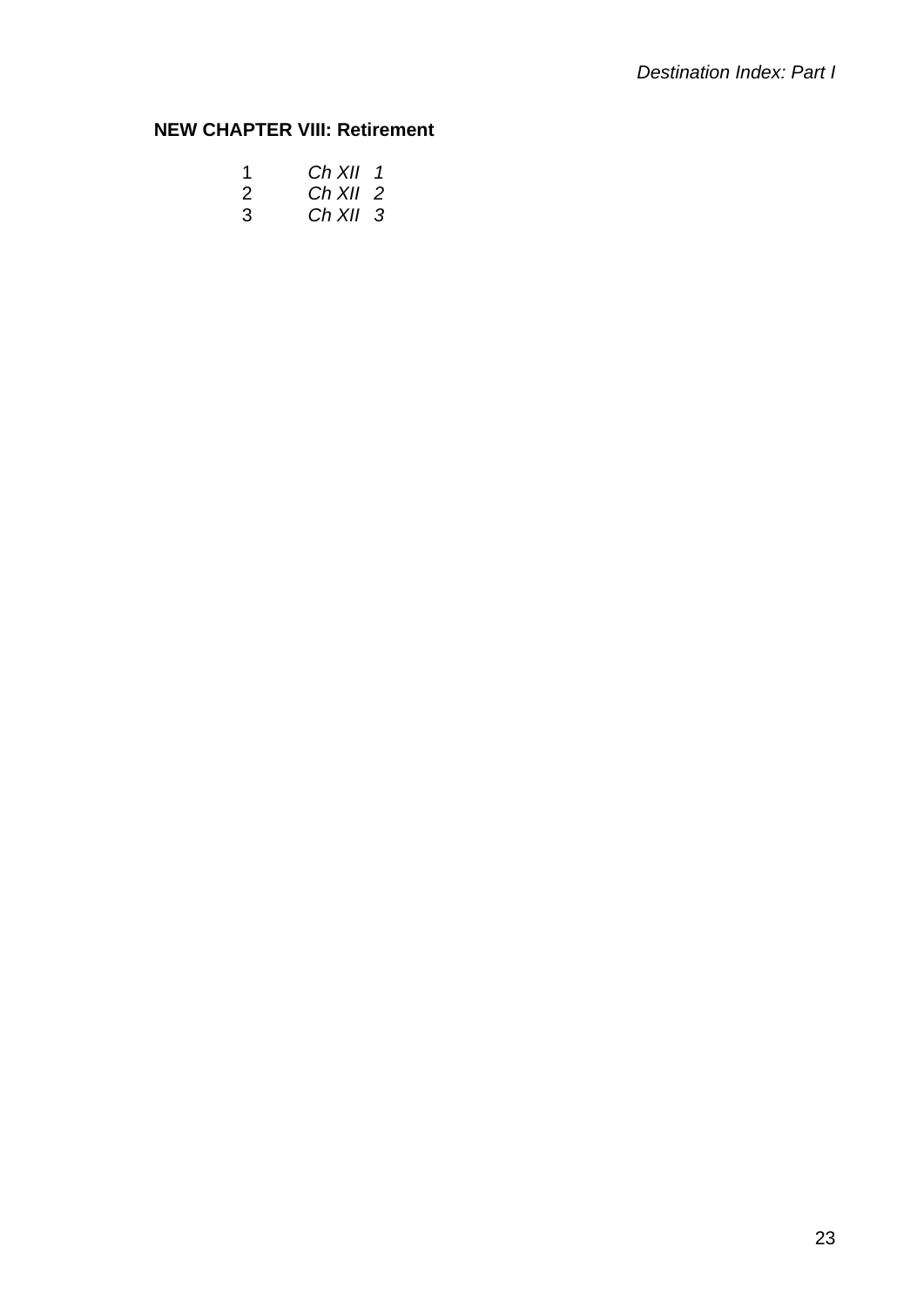**NEW CHAPTER VIII: Retirement**

| | |
|---|---|
| 1 | *Ch XII 1* |
| 2 | *Ch XII 2* |
| 3 | *Ch XII 3* |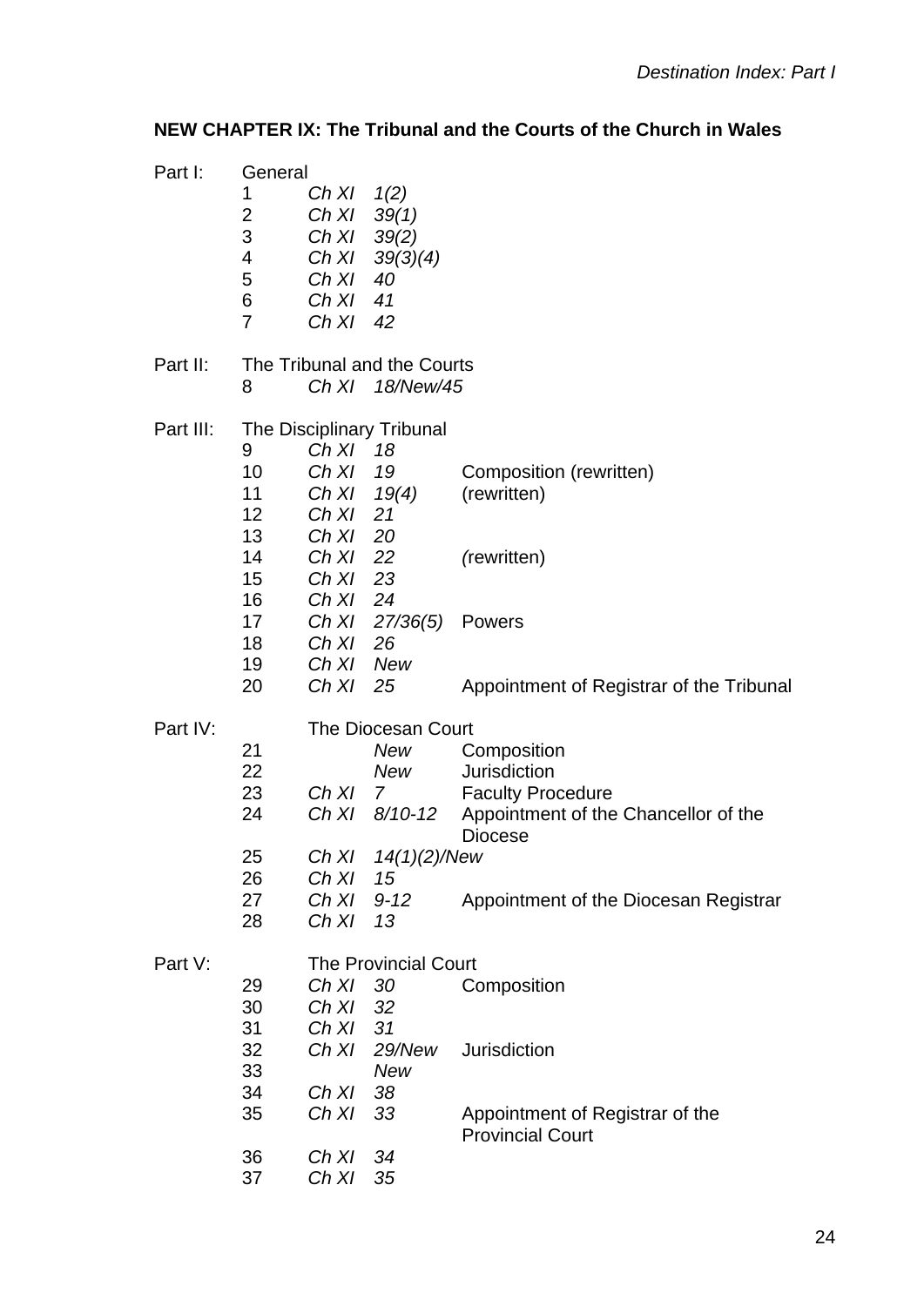**NEW CHAPTER IX: The Tribunal and the Courts of the Church in Wales**

| | | | | |
|---|---|---|---|---|
| Part I: | General | | | |
| | 1 | *Ch XI* | *1(2)* | |
| | 2 | *Ch XI* | *39(1)* | |
| | 3 | *Ch XI* | *39(2)* | |
| | 4 | *Ch XI* | *39(3)(4)* | |
| | 5 | *Ch XI* | *40* | |
| | 6 | *Ch XI* | *41* | |
| | 7 | *Ch XI* | *42* | |
| Part II: | The Tribunal and the Courts | | | |
| | 8 | *Ch XI* | *18/New/45* | |
| Part III: | The Disciplinary Tribunal | | | |
| | 9 | *Ch XI* | *18* | |
| | 10 | *Ch XI* | *19* | Composition (rewritten) |
| | 11 | *Ch XI* | *19(4)* | (rewritten) |
| | 12 | *Ch XI* | *21* | |
| | 13 | *Ch XI* | *20* | |
| | 14 | *Ch XI* | *22* | *(*rewritten) |
| | 15 | *Ch XI* | *23* | |
| | 16 | *Ch XI* | *24* | |
| | 17 | *Ch XI* | *27/36(5)* | Powers |
| | 18 | *Ch XI* | *26* | |
| | 19 | *Ch XI* | *New* | |
| | 20 | *Ch XI* | *25* | Appointment of Registrar of the Tribunal |
| Part IV: | | The Diocesan Court | | |
| | 21 | | *New* | Composition |
| | 22 | | *New* | Jurisdiction |
| | 23 | *Ch XI* | *7* | Faculty Procedure |
| | 24 | *Ch XI* | *8/10-12* | Appointment of the Chancellor of the Diocese |
| | 25 | *Ch XI* | *14(1)(2)/New* | |
| | 26 | *Ch XI* | *15* | |
| | 27 | *Ch XI* | *9-12* | Appointment of the Diocesan Registrar |
| | 28 | *Ch XI* | *13* | |
| Part V: | | The Provincial Court | | |
| | 29 | *Ch XI* | *30* | Composition |
| | 30 | *Ch XI* | *32* | |
| | 31 | *Ch XI* | *31* | |
| | 32 | *Ch XI* | *29/New* | Jurisdiction |
| | 33 | | *New* | |
| | 34 | *Ch XI* | *38* | |
| | 35 | *Ch XI* | *33* | Appointment of Registrar of the Provincial Court |
| | 36 | *Ch XI* | *34* | |
| | 37 | *Ch XI* | *35* | |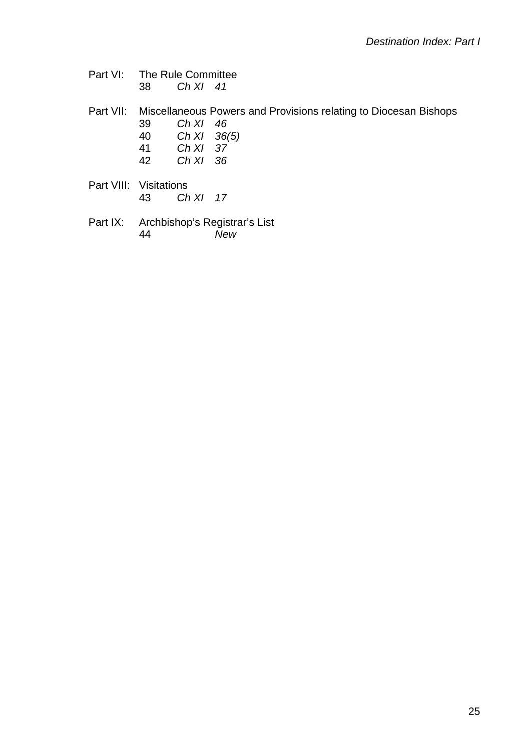Part VI: The Rule Committee

| | | |
|---|---|---|
| 38 | *Ch XI* | *41* |

Part VII: Miscellaneous Powers and Provisions relating to Diocesan Bishops

| | | |
|---|---|---|
| 39 | *Ch XI* | *46* |
| 40 | *Ch XI* | *36(5)* |
| 41 | *Ch XI* | *37* |
| 42 | *Ch XI* | *36* |

Part VIII: Visitations

| | | |
|---|---|---|
| 43 | *Ch XI* | *17* |

Part IX: Archbishop's Registrar's List

| | | |
|---|---|---|
| 44 | | *New* |